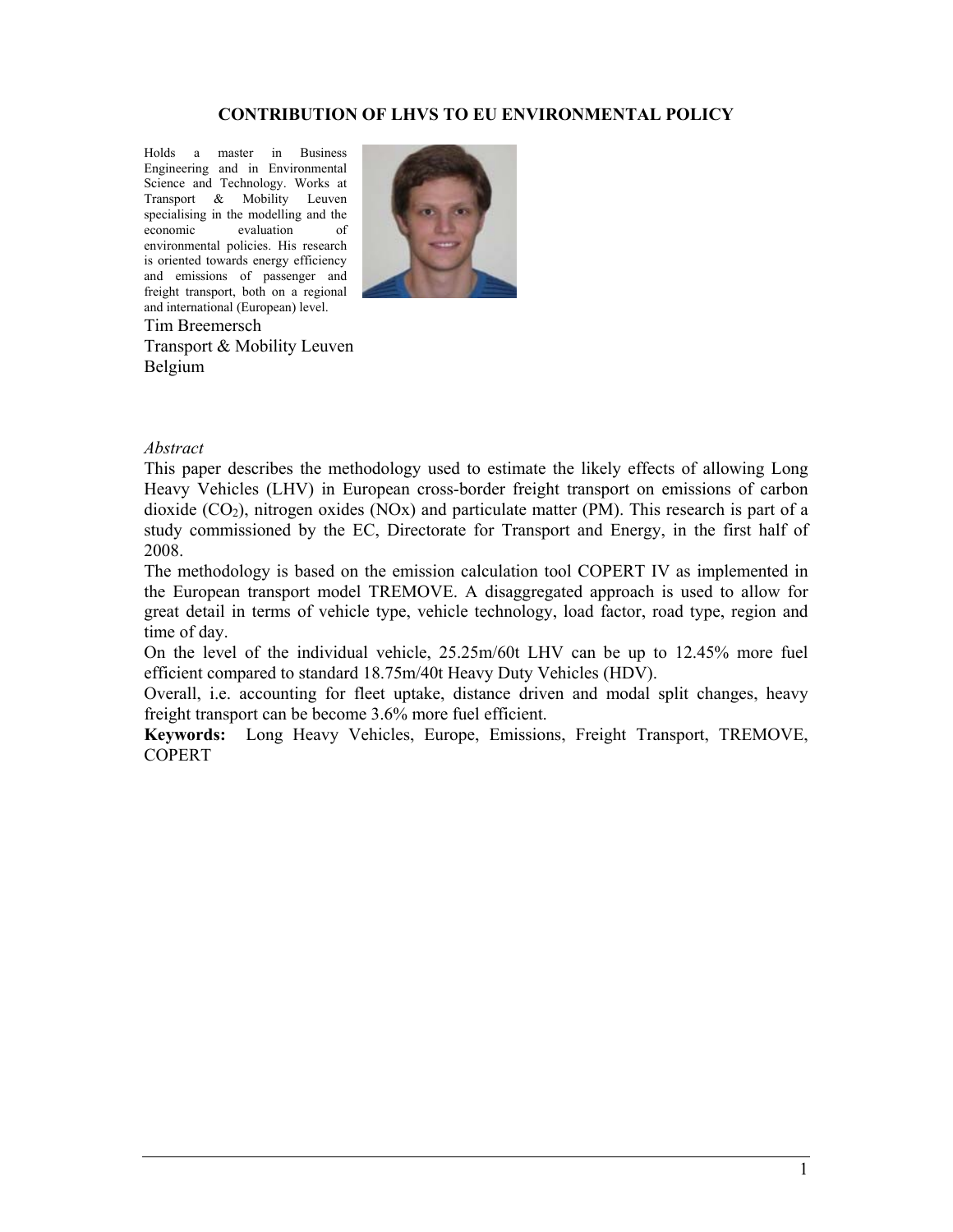# CONTRIBUTION OF LHVS TO EU ENVIRONMENTAL POLICY

Holds a master in Business Engineering and in Environmental Science and Technology. Works at Transport & Mobility Leuven specialising in the modelling and the economic evaluation of environmental policies. His research is oriented towards energy efficiency and emissions of passenger and freight transport, both on a regional and international (European) level.

Tim Breemersch
Transport & Mobility Leuven
Belgium

*Abstract*

This paper describes the methodology used to estimate the likely effects of allowing Long Heavy Vehicles (LHV) in European cross-border freight transport on emissions of carbon dioxide ($CO_2$), nitrogen oxides (NOx) and particulate matter (PM). This research is part of a study commissioned by the EC, Directorate for Transport and Energy, in the first half of 2008.

The methodology is based on the emission calculation tool COPERT IV as implemented in the European transport model TREMOVE. A disaggregated approach is used to allow for great detail in terms of vehicle type, vehicle technology, load factor, road type, region and time of day.

On the level of the individual vehicle, 25.25m/60t LHV can be up to 12.45% more fuel efficient compared to standard 18.75m/40t Heavy Duty Vehicles (HDV).

Overall, i.e. accounting for fleet uptake, distance driven and modal split changes, heavy freight transport can be become 3.6% more fuel efficient.

**Keywords:** Long Heavy Vehicles, Europe, Emissions, Freight Transport, TREMOVE, COPERT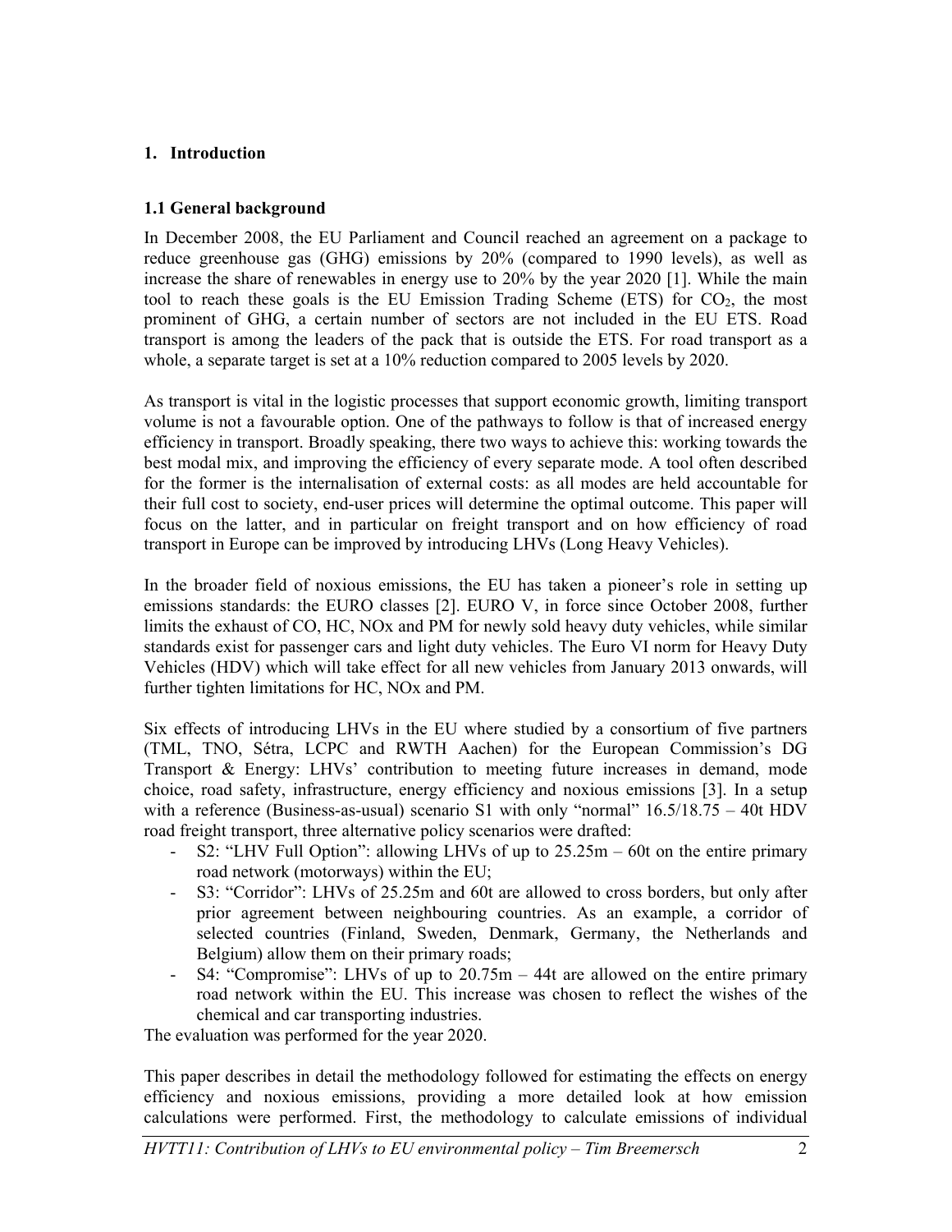# 1. Introduction

## 1.1 General background

In December 2008, the EU Parliament and Council reached an agreement on a package to reduce greenhouse gas (GHG) emissions by 20% (compared to 1990 levels), as well as increase the share of renewables in energy use to 20% by the year 2020 [1]. While the main tool to reach these goals is the EU Emission Trading Scheme (ETS) for $CO_2$, the most prominent of GHG, a certain number of sectors are not included in the EU ETS. Road transport is among the leaders of the pack that is outside the ETS. For road transport as a whole, a separate target is set at a 10% reduction compared to 2005 levels by 2020.

As transport is vital in the logistic processes that support economic growth, limiting transport volume is not a favourable option. One of the pathways to follow is that of increased energy efficiency in transport. Broadly speaking, there two ways to achieve this: working towards the best modal mix, and improving the efficiency of every separate mode. A tool often described for the former is the internalisation of external costs: as all modes are held accountable for their full cost to society, end-user prices will determine the optimal outcome. This paper will focus on the latter, and in particular on freight transport and on how efficiency of road transport in Europe can be improved by introducing LHVs (Long Heavy Vehicles).

In the broader field of noxious emissions, the EU has taken a pioneer's role in setting up emissions standards: the EURO classes [2]. EURO V, in force since October 2008, further limits the exhaust of CO, HC, NOx and PM for newly sold heavy duty vehicles, while similar standards exist for passenger cars and light duty vehicles. The Euro VI norm for Heavy Duty Vehicles (HDV) which will take effect for all new vehicles from January 2013 onwards, will further tighten limitations for HC, NOx and PM.

Six effects of introducing LHVs in the EU where studied by a consortium of five partners (TML, TNO, Sétra, LCPC and RWTH Aachen) for the European Commission's DG Transport & Energy: LHVs' contribution to meeting future increases in demand, mode choice, road safety, infrastructure, energy efficiency and noxious emissions [3]. In a setup with a reference (Business-as-usual) scenario S1 with only "normal" 16.5/18.75 – 40t HDV road freight transport, three alternative policy scenarios were drafted:

- S2: "LHV Full Option": allowing LHVs of up to 25.25m – 60t on the entire primary road network (motorways) within the EU;
- S3: "Corridor": LHVs of 25.25m and 60t are allowed to cross borders, but only after prior agreement between neighbouring countries. As an example, a corridor of selected countries (Finland, Sweden, Denmark, Germany, the Netherlands and Belgium) allow them on their primary roads;
- S4: "Compromise": LHVs of up to 20.75m – 44t are allowed on the entire primary road network within the EU. This increase was chosen to reflect the wishes of the chemical and car transporting industries.

The evaluation was performed for the year 2020.

This paper describes in detail the methodology followed for estimating the effects on energy efficiency and noxious emissions, providing a more detailed look at how emission calculations were performed. First, the methodology to calculate emissions of individual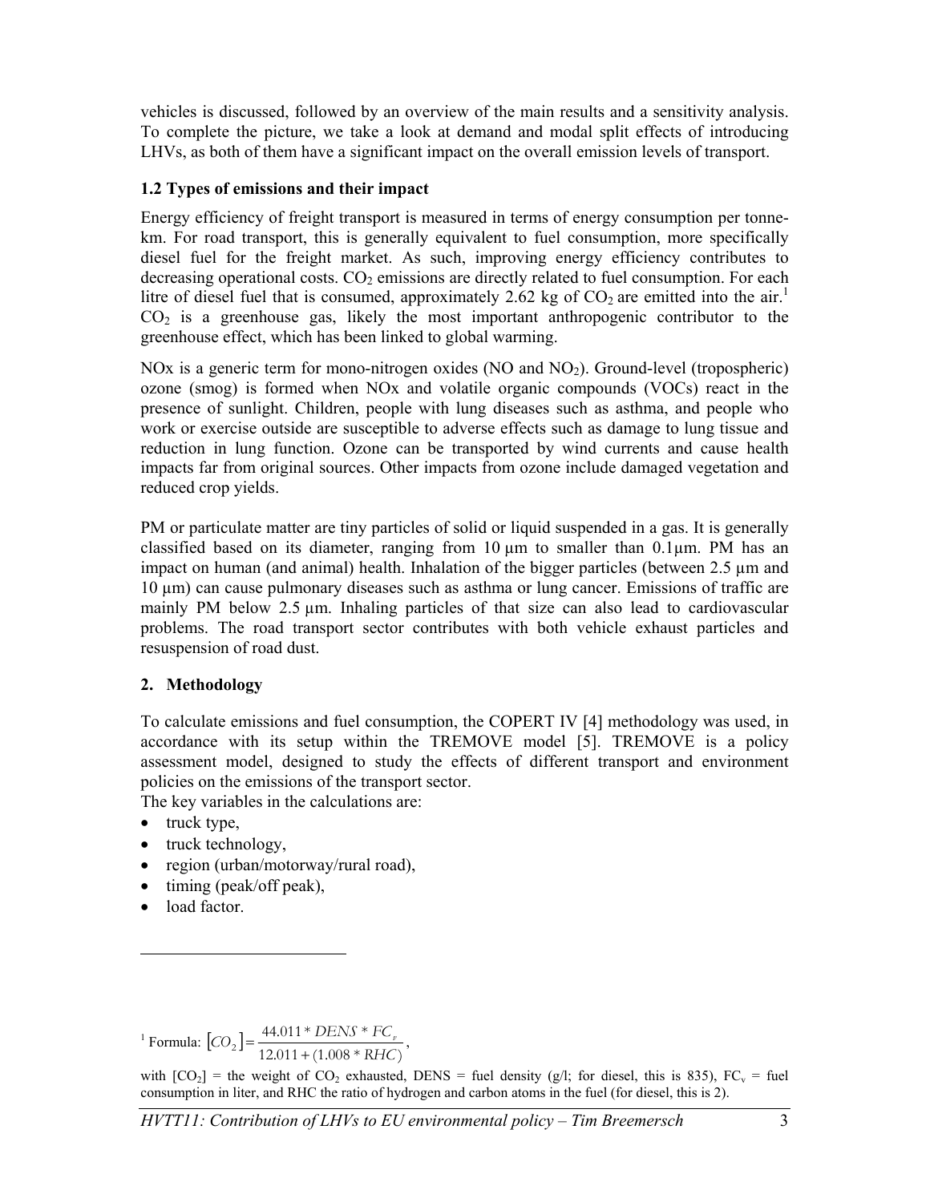vehicles is discussed, followed by an overview of the main results and a sensitivity analysis. To complete the picture, we take a look at demand and modal split effects of introducing LHVs, as both of them have a significant impact on the overall emission levels of transport.

### 1.2 Types of emissions and their impact

Energy efficiency of freight transport is measured in terms of energy consumption per tonne-km. For road transport, this is generally equivalent to fuel consumption, more specifically diesel fuel for the freight market. As such, improving energy efficiency contributes to decreasing operational costs. $CO_2$ emissions are directly related to fuel consumption. For each litre of diesel fuel that is consumed, approximately 2.62 kg of $CO_2$ are emitted into the air.[1] $CO_2$ is a greenhouse gas, likely the most important anthropogenic contributor to the greenhouse effect, which has been linked to global warming.

NOx is a generic term for mono-nitrogen oxides (NO and $NO_2$). Ground-level (tropospheric) ozone (smog) is formed when NOx and volatile organic compounds (VOCs) react in the presence of sunlight. Children, people with lung diseases such as asthma, and people who work or exercise outside are susceptible to adverse effects such as damage to lung tissue and reduction in lung function. Ozone can be transported by wind currents and cause health impacts far from original sources. Other impacts from ozone include damaged vegetation and reduced crop yields.

PM or particulate matter are tiny particles of solid or liquid suspended in a gas. It is generally classified based on its diameter, ranging from 10 µm to smaller than 0.1µm. PM has an impact on human (and animal) health. Inhalation of the bigger particles (between 2.5 µm and 10 µm) can cause pulmonary diseases such as asthma or lung cancer. Emissions of traffic are mainly PM below 2.5 µm. Inhaling particles of that size can also lead to cardiovascular problems. The road transport sector contributes with both vehicle exhaust particles and resuspension of road dust.

## 2. Methodology

To calculate emissions and fuel consumption, the COPERT IV [4] methodology was used, in accordance with its setup within the TREMOVE model [5]. TREMOVE is a policy assessment model, designed to study the effects of different transport and environment policies on the emissions of the transport sector.

The key variables in the calculations are:

- truck type,
- truck technology,
- region (urban/motorway/rural road),
- timing (peak/off peak),
- load factor.

---

[1] Formula: $[CO_2] = \dfrac{44.011 * DENS * FC_v}{12.011 + (1.008 * RHC)}$,

with $[CO_2]$ = the weight of $CO_2$ exhausted, DENS = fuel density (g/l; for diesel, this is 835), $FC_v$ = fuel consumption in liter, and RHC the ratio of hydrogen and carbon atoms in the fuel (for diesel, this is 2).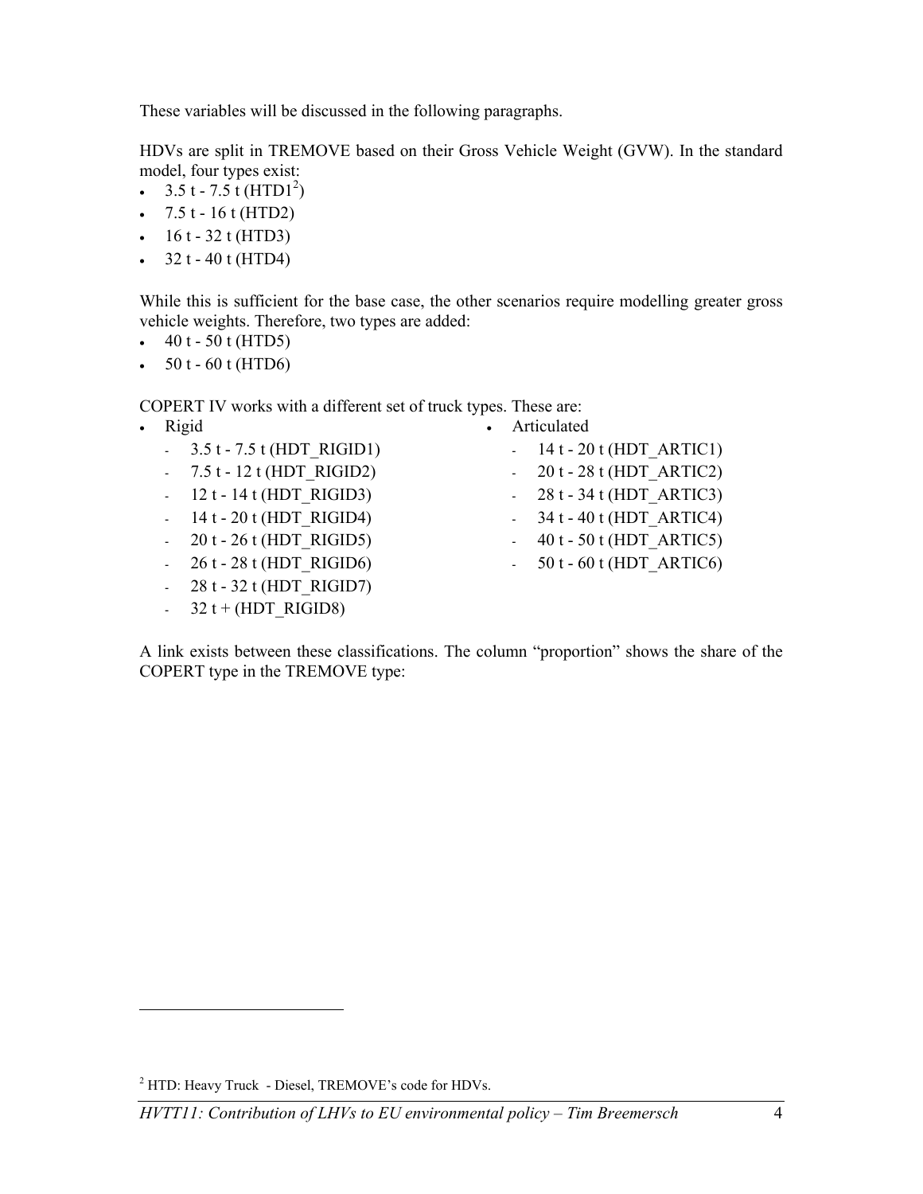These variables will be discussed in the following paragraphs.

HDVs are split in TREMOVE based on their Gross Vehicle Weight (GVW). In the standard model, four types exist:

- 3.5 t - 7.5 t (HTD1[2])
- 7.5 t - 16 t (HTD2)
- 16 t - 32 t (HTD3)
- 32 t - 40 t (HTD4)

While this is sufficient for the base case, the other scenarios require modelling greater gross vehicle weights. Therefore, two types are added:

- 40 t - 50 t (HTD5)
- 50 t - 60 t (HTD6)

COPERT IV works with a different set of truck types. These are:

- Rigid
  - 3.5 t - 7.5 t (HDT_RIGID1)
  - 7.5 t - 12 t (HDT_RIGID2)
  - 12 t - 14 t (HDT_RIGID3)
  - 14 t - 20 t (HDT_RIGID4)
  - 20 t - 26 t (HDT_RIGID5)
  - 26 t - 28 t (HDT_RIGID6)
  - 28 t - 32 t (HDT_RIGID7)
  - 32 t + (HDT_RIGID8)
- Articulated
  - 14 t - 20 t (HDT_ARTIC1)
  - 20 t - 28 t (HDT_ARTIC2)
  - 28 t - 34 t (HDT_ARTIC3)
  - 34 t - 40 t (HDT_ARTIC4)
  - 40 t - 50 t (HDT_ARTIC5)
  - 50 t - 60 t (HDT_ARTIC6)

A link exists between these classifications. The column "proportion" shows the share of the COPERT type in the TREMOVE type:

[2] HTD: Heavy Truck - Diesel, TREMOVE's code for HDVs.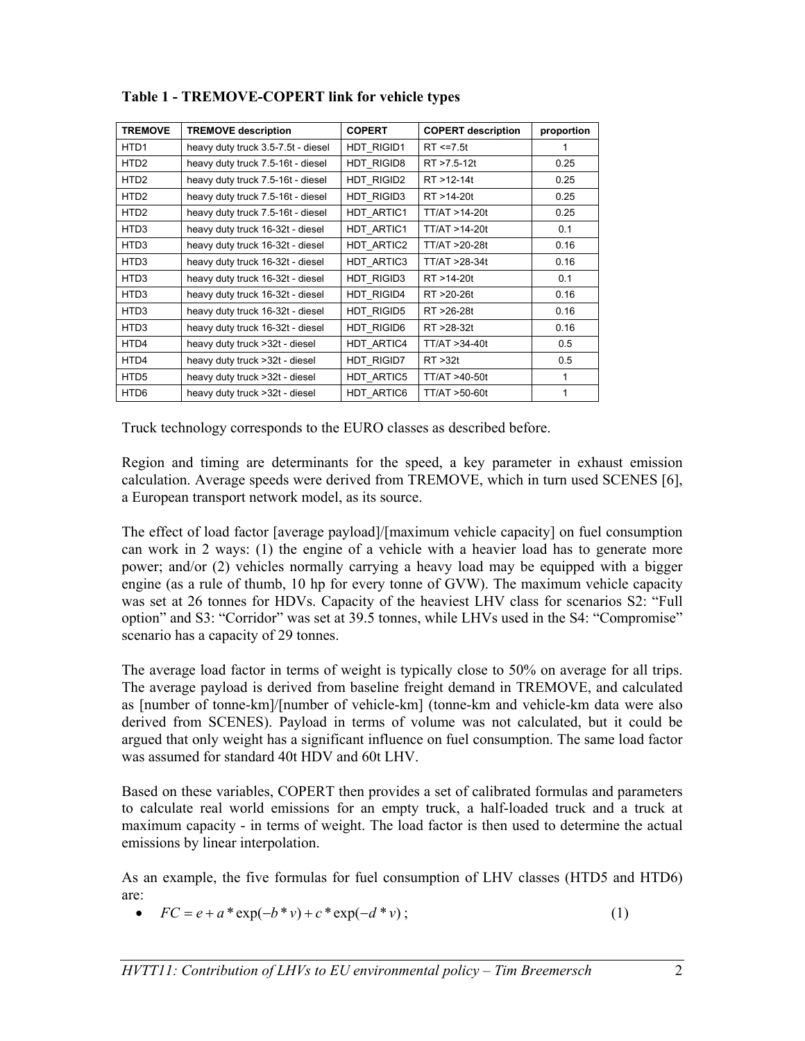**Table 1 - TREMOVE-COPERT link for vehicle types**

| TREMOVE | TREMOVE description | COPERT | COPERT description | proportion |
|---|---|---|---|---|
| HTD1 | heavy duty truck 3.5-7.5t - diesel | HDT_RIGID1 | RT <=7.5t | 1 |
| HTD2 | heavy duty truck 7.5-16t - diesel | HDT_RIGID8 | RT >7.5-12t | 0.25 |
| HTD2 | heavy duty truck 7.5-16t - diesel | HDT_RIGID2 | RT >12-14t | 0.25 |
| HTD2 | heavy duty truck 7.5-16t - diesel | HDT_RIGID3 | RT >14-20t | 0.25 |
| HTD2 | heavy duty truck 7.5-16t - diesel | HDT_ARTIC1 | TT/AT >14-20t | 0.25 |
| HTD3 | heavy duty truck 16-32t - diesel | HDT_ARTIC1 | TT/AT >14-20t | 0.1 |
| HTD3 | heavy duty truck 16-32t - diesel | HDT_ARTIC2 | TT/AT >20-28t | 0.16 |
| HTD3 | heavy duty truck 16-32t - diesel | HDT_ARTIC3 | TT/AT >28-34t | 0.16 |
| HTD3 | heavy duty truck 16-32t - diesel | HDT_RIGID3 | RT >14-20t | 0.1 |
| HTD3 | heavy duty truck 16-32t - diesel | HDT_RIGID4 | RT >20-26t | 0.16 |
| HTD3 | heavy duty truck 16-32t - diesel | HDT_RIGID5 | RT >26-28t | 0.16 |
| HTD3 | heavy duty truck 16-32t - diesel | HDT_RIGID6 | RT >28-32t | 0.16 |
| HTD4 | heavy duty truck >32t - diesel | HDT_ARTIC4 | TT/AT >34-40t | 0.5 |
| HTD4 | heavy duty truck >32t - diesel | HDT_RIGID7 | RT >32t | 0.5 |
| HTD5 | heavy duty truck >32t - diesel | HDT_ARTIC5 | TT/AT >40-50t | 1 |
| HTD6 | heavy duty truck >32t - diesel | HDT_ARTIC6 | TT/AT >50-60t | 1 |

Truck technology corresponds to the EURO classes as described before.

Region and timing are determinants for the speed, a key parameter in exhaust emission calculation. Average speeds were derived from TREMOVE, which in turn used SCENES [6], a European transport network model, as its source.

The effect of load factor [average payload]/[maximum vehicle capacity] on fuel consumption can work in 2 ways: (1) the engine of a vehicle with a heavier load has to generate more power; and/or (2) vehicles normally carrying a heavy load may be equipped with a bigger engine (as a rule of thumb, 10 hp for every tonne of GVW). The maximum vehicle capacity was set at 26 tonnes for HDVs. Capacity of the heaviest LHV class for scenarios S2: "Full option" and S3: "Corridor" was set at 39.5 tonnes, while LHVs used in the S4: "Compromise" scenario has a capacity of 29 tonnes.

The average load factor in terms of weight is typically close to 50% on average for all trips. The average payload is derived from baseline freight demand in TREMOVE, and calculated as [number of tonne-km]/[number of vehicle-km] (tonne-km and vehicle-km data were also derived from SCENES). Payload in terms of volume was not calculated, but it could be argued that only weight has a significant influence on fuel consumption. The same load factor was assumed for standard 40t HDV and 60t LHV.

Based on these variables, COPERT then provides a set of calibrated formulas and parameters to calculate real world emissions for an empty truck, a half-loaded truck and a truck at maximum capacity - in terms of weight. The load factor is then used to determine the actual emissions by linear interpolation.

As an example, the five formulas for fuel consumption of LHV classes (HTD5 and HTD6) are:

- $FC = e + a * \exp(-b * v) + c * \exp(-d * v)$ ; (1)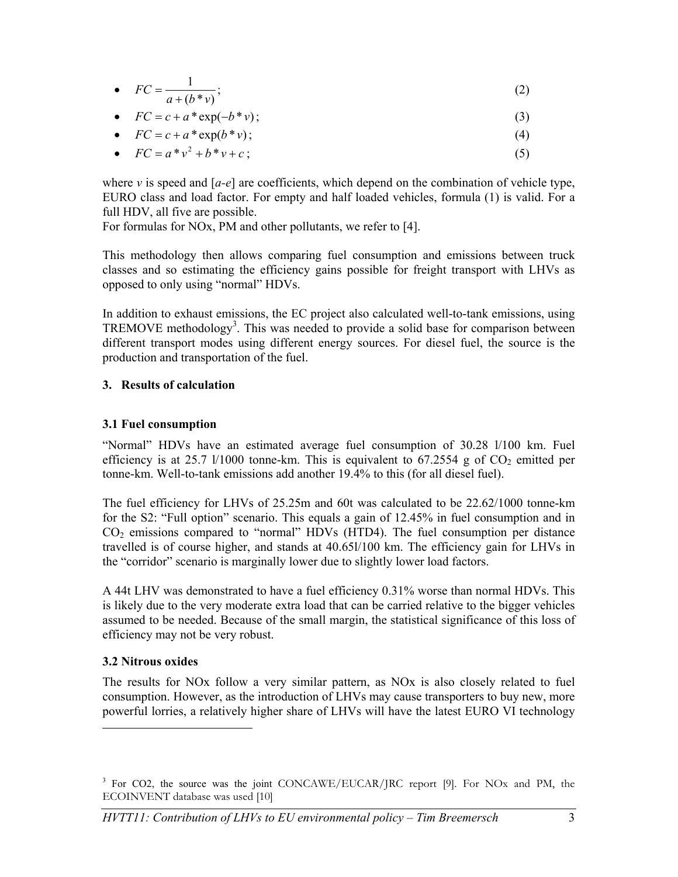- $FC = \frac{1}{a + (b * v)}$; (2)
- $FC = c + a * \exp(-b * v)$; (3)
- $FC = c + a * \exp(b * v)$; (4)
- $FC = a * v^2 + b * v + c$; (5)

where *v* is speed and [*a-e*] are coefficients, which depend on the combination of vehicle type, EURO class and load factor. For empty and half loaded vehicles, formula (1) is valid. For a full HDV, all five are possible.
For formulas for NOx, PM and other pollutants, we refer to [4].

This methodology then allows comparing fuel consumption and emissions between truck classes and so estimating the efficiency gains possible for freight transport with LHVs as opposed to only using "normal" HDVs.

In addition to exhaust emissions, the EC project also calculated well-to-tank emissions, using TREMOVE methodology[3]. This was needed to provide a solid base for comparison between different transport modes using different energy sources. For diesel fuel, the source is the production and transportation of the fuel.

## 3. Results of calculation

### 3.1 Fuel consumption

"Normal" HDVs have an estimated average fuel consumption of 30.28 l/100 km. Fuel efficiency is at 25.7 l/1000 tonne-km. This is equivalent to 67.2554 g of $CO_2$ emitted per tonne-km. Well-to-tank emissions add another 19.4% to this (for all diesel fuel).

The fuel efficiency for LHVs of 25.25m and 60t was calculated to be 22.62/1000 tonne-km for the S2: "Full option" scenario. This equals a gain of 12.45% in fuel consumption and in $CO_2$ emissions compared to "normal" HDVs (HTD4). The fuel consumption per distance travelled is of course higher, and stands at 40.65l/100 km. The efficiency gain for LHVs in the "corridor" scenario is marginally lower due to slightly lower load factors.

A 44t LHV was demonstrated to have a fuel efficiency 0.31% worse than normal HDVs. This is likely due to the very moderate extra load that can be carried relative to the bigger vehicles assumed to be needed. Because of the small margin, the statistical significance of this loss of efficiency may not be very robust.

### 3.2 Nitrous oxides

The results for NOx follow a very similar pattern, as NOx is also closely related to fuel consumption. However, as the introduction of LHVs may cause transporters to buy new, more powerful lorries, a relatively higher share of LHVs will have the latest EURO VI technology

---

[3] For CO2, the source was the joint CONCAWE/EUCAR/JRC report [9]. For NOx and PM, the ECOINVENT database was used [10]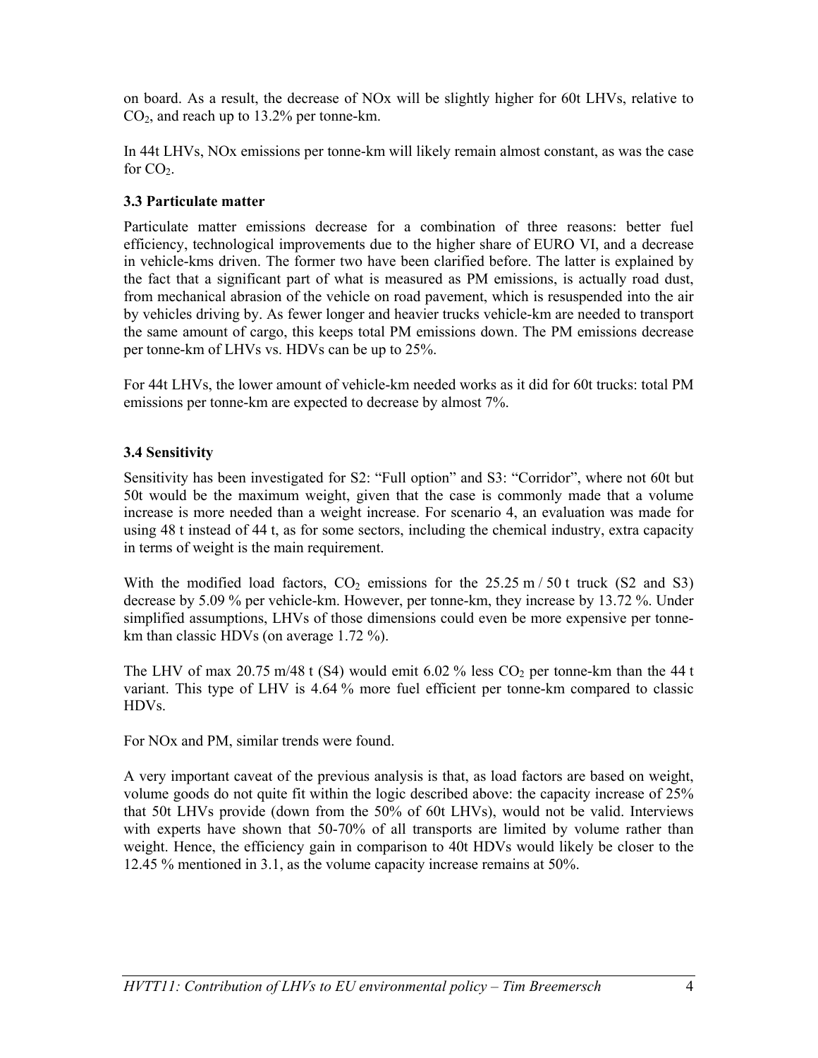on board. As a result, the decrease of NOx will be slightly higher for 60t LHVs, relative to $CO_2$, and reach up to 13.2% per tonne-km.

In 44t LHVs, NOx emissions per tonne-km will likely remain almost constant, as was the case for $CO_2$.

### 3.3 Particulate matter

Particulate matter emissions decrease for a combination of three reasons: better fuel efficiency, technological improvements due to the higher share of EURO VI, and a decrease in vehicle-kms driven. The former two have been clarified before. The latter is explained by the fact that a significant part of what is measured as PM emissions, is actually road dust, from mechanical abrasion of the vehicle on road pavement, which is resuspended into the air by vehicles driving by. As fewer longer and heavier trucks vehicle-km are needed to transport the same amount of cargo, this keeps total PM emissions down. The PM emissions decrease per tonne-km of LHVs vs. HDVs can be up to 25%.

For 44t LHVs, the lower amount of vehicle-km needed works as it did for 60t trucks: total PM emissions per tonne-km are expected to decrease by almost 7%.

### 3.4 Sensitivity

Sensitivity has been investigated for S2: "Full option" and S3: "Corridor", where not 60t but 50t would be the maximum weight, given that the case is commonly made that a volume increase is more needed than a weight increase. For scenario 4, an evaluation was made for using 48 t instead of 44 t, as for some sectors, including the chemical industry, extra capacity in terms of weight is the main requirement.

With the modified load factors, $CO_2$ emissions for the 25.25 m / 50 t truck (S2 and S3) decrease by 5.09 % per vehicle-km. However, per tonne-km, they increase by 13.72 %. Under simplified assumptions, LHVs of those dimensions could even be more expensive per tonne-km than classic HDVs (on average 1.72 %).

The LHV of max 20.75 m/48 t (S4) would emit 6.02 % less $CO_2$ per tonne-km than the 44 t variant. This type of LHV is 4.64 % more fuel efficient per tonne-km compared to classic HDVs.

For NOx and PM, similar trends were found.

A very important caveat of the previous analysis is that, as load factors are based on weight, volume goods do not quite fit within the logic described above: the capacity increase of 25% that 50t LHVs provide (down from the 50% of 60t LHVs), would not be valid. Interviews with experts have shown that 50-70% of all transports are limited by volume rather than weight. Hence, the efficiency gain in comparison to 40t HDVs would likely be closer to the 12.45 % mentioned in 3.1, as the volume capacity increase remains at 50%.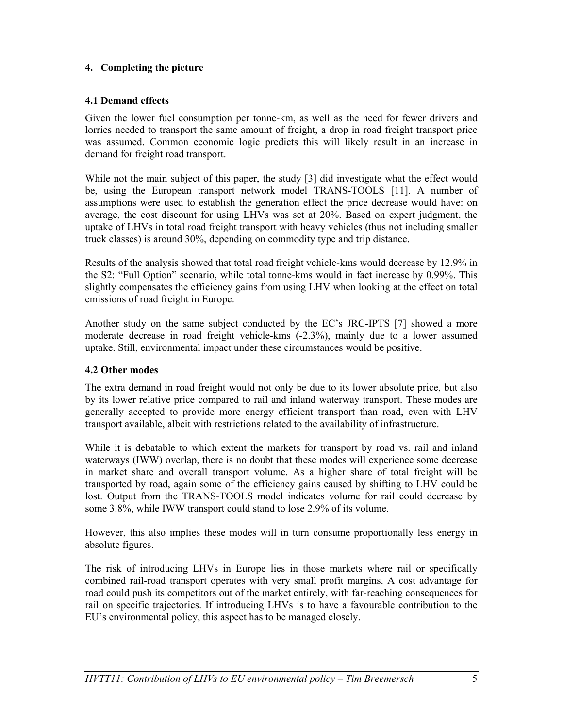## 4. Completing the picture

### 4.1 Demand effects

Given the lower fuel consumption per tonne-km, as well as the need for fewer drivers and lorries needed to transport the same amount of freight, a drop in road freight transport price was assumed. Common economic logic predicts this will likely result in an increase in demand for freight road transport.

While not the main subject of this paper, the study [3] did investigate what the effect would be, using the European transport network model TRANS-TOOLS [11]. A number of assumptions were used to establish the generation effect the price decrease would have: on average, the cost discount for using LHVs was set at 20%. Based on expert judgment, the uptake of LHVs in total road freight transport with heavy vehicles (thus not including smaller truck classes) is around 30%, depending on commodity type and trip distance.

Results of the analysis showed that total road freight vehicle-kms would decrease by 12.9% in the S2: "Full Option" scenario, while total tonne-kms would in fact increase by 0.99%. This slightly compensates the efficiency gains from using LHV when looking at the effect on total emissions of road freight in Europe.

Another study on the same subject conducted by the EC's JRC-IPTS [7] showed a more moderate decrease in road freight vehicle-kms (-2.3%), mainly due to a lower assumed uptake. Still, environmental impact under these circumstances would be positive.

### 4.2 Other modes

The extra demand in road freight would not only be due to its lower absolute price, but also by its lower relative price compared to rail and inland waterway transport. These modes are generally accepted to provide more energy efficient transport than road, even with LHV transport available, albeit with restrictions related to the availability of infrastructure.

While it is debatable to which extent the markets for transport by road vs. rail and inland waterways (IWW) overlap, there is no doubt that these modes will experience some decrease in market share and overall transport volume. As a higher share of total freight will be transported by road, again some of the efficiency gains caused by shifting to LHV could be lost. Output from the TRANS-TOOLS model indicates volume for rail could decrease by some 3.8%, while IWW transport could stand to lose 2.9% of its volume.

However, this also implies these modes will in turn consume proportionally less energy in absolute figures.

The risk of introducing LHVs in Europe lies in those markets where rail or specifically combined rail-road transport operates with very small profit margins. A cost advantage for road could push its competitors out of the market entirely, with far-reaching consequences for rail on specific trajectories. If introducing LHVs is to have a favourable contribution to the EU's environmental policy, this aspect has to be managed closely.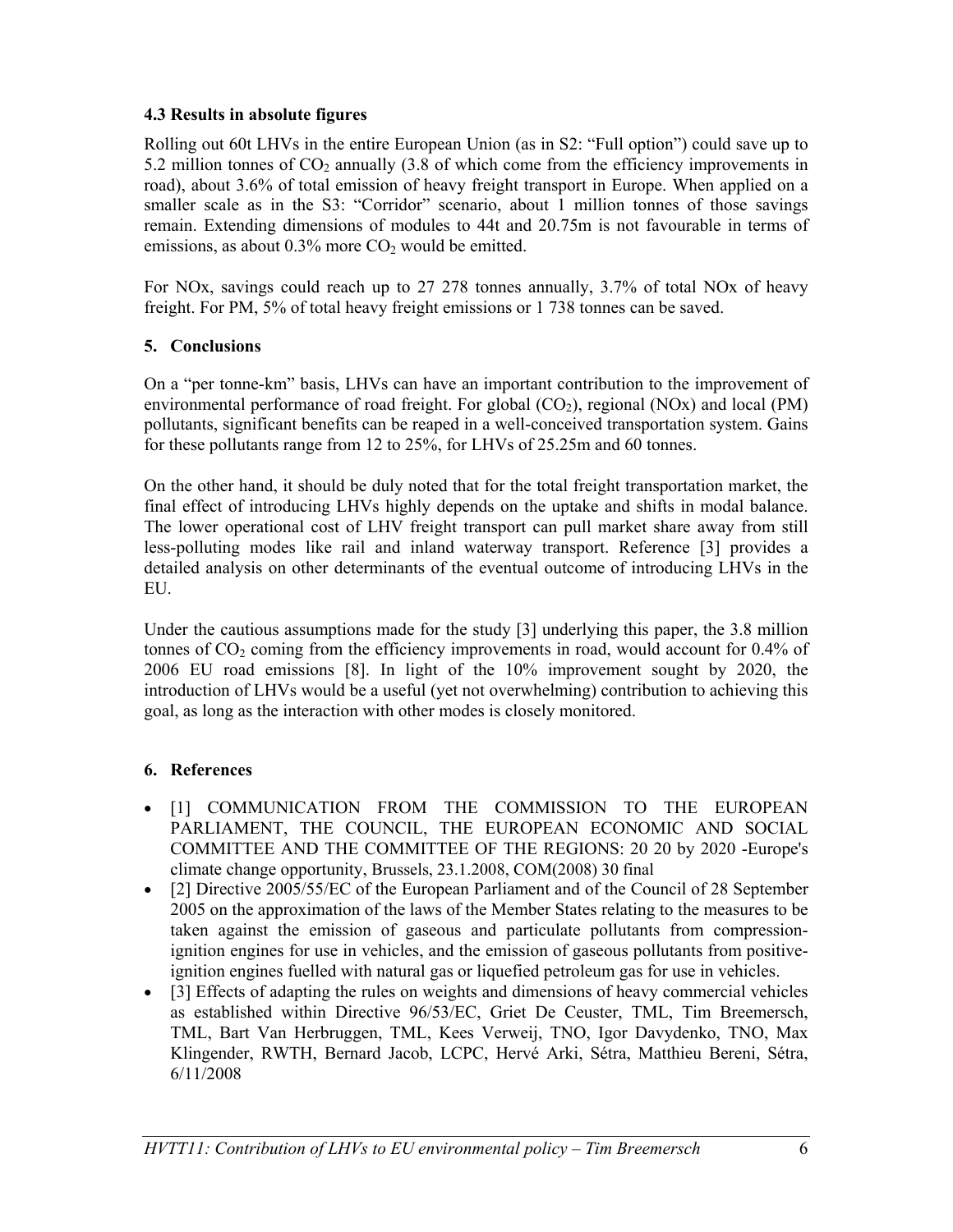### 4.3 Results in absolute figures

Rolling out 60t LHVs in the entire European Union (as in S2: "Full option") could save up to 5.2 million tonnes of $CO_2$ annually (3.8 of which come from the efficiency improvements in road), about 3.6% of total emission of heavy freight transport in Europe. When applied on a smaller scale as in the S3: "Corridor" scenario, about 1 million tonnes of those savings remain. Extending dimensions of modules to 44t and 20.75m is not favourable in terms of emissions, as about 0.3% more $CO_2$ would be emitted.

For NOx, savings could reach up to 27 278 tonnes annually, 3.7% of total NOx of heavy freight. For PM, 5% of total heavy freight emissions or 1 738 tonnes can be saved.

## 5. Conclusions

On a "per tonne-km" basis, LHVs can have an important contribution to the improvement of environmental performance of road freight. For global ($CO_2$), regional (NOx) and local (PM) pollutants, significant benefits can be reaped in a well-conceived transportation system. Gains for these pollutants range from 12 to 25%, for LHVs of 25.25m and 60 tonnes.

On the other hand, it should be duly noted that for the total freight transportation market, the final effect of introducing LHVs highly depends on the uptake and shifts in modal balance. The lower operational cost of LHV freight transport can pull market share away from still less-polluting modes like rail and inland waterway transport. Reference [3] provides a detailed analysis on other determinants of the eventual outcome of introducing LHVs in the EU.

Under the cautious assumptions made for the study [3] underlying this paper, the 3.8 million tonnes of $CO_2$ coming from the efficiency improvements in road, would account for 0.4% of 2006 EU road emissions [8]. In light of the 10% improvement sought by 2020, the introduction of LHVs would be a useful (yet not overwhelming) contribution to achieving this goal, as long as the interaction with other modes is closely monitored.

## 6. References

- [1] COMMUNICATION FROM THE COMMISSION TO THE EUROPEAN PARLIAMENT, THE COUNCIL, THE EUROPEAN ECONOMIC AND SOCIAL COMMITTEE AND THE COMMITTEE OF THE REGIONS: 20 20 by 2020 -Europe's climate change opportunity, Brussels, 23.1.2008, COM(2008) 30 final
- [2] Directive 2005/55/EC of the European Parliament and of the Council of 28 September 2005 on the approximation of the laws of the Member States relating to the measures to be taken against the emission of gaseous and particulate pollutants from compression-ignition engines for use in vehicles, and the emission of gaseous pollutants from positive-ignition engines fuelled with natural gas or liquefied petroleum gas for use in vehicles.
- [3] Effects of adapting the rules on weights and dimensions of heavy commercial vehicles as established within Directive 96/53/EC, Griet De Ceuster, TML, Tim Breemersch, TML, Bart Van Herbruggen, TML, Kees Verweij, TNO, Igor Davydenko, TNO, Max Klingender, RWTH, Bernard Jacob, LCPC, Hervé Arki, Sétra, Matthieu Bereni, Sétra, 6/11/2008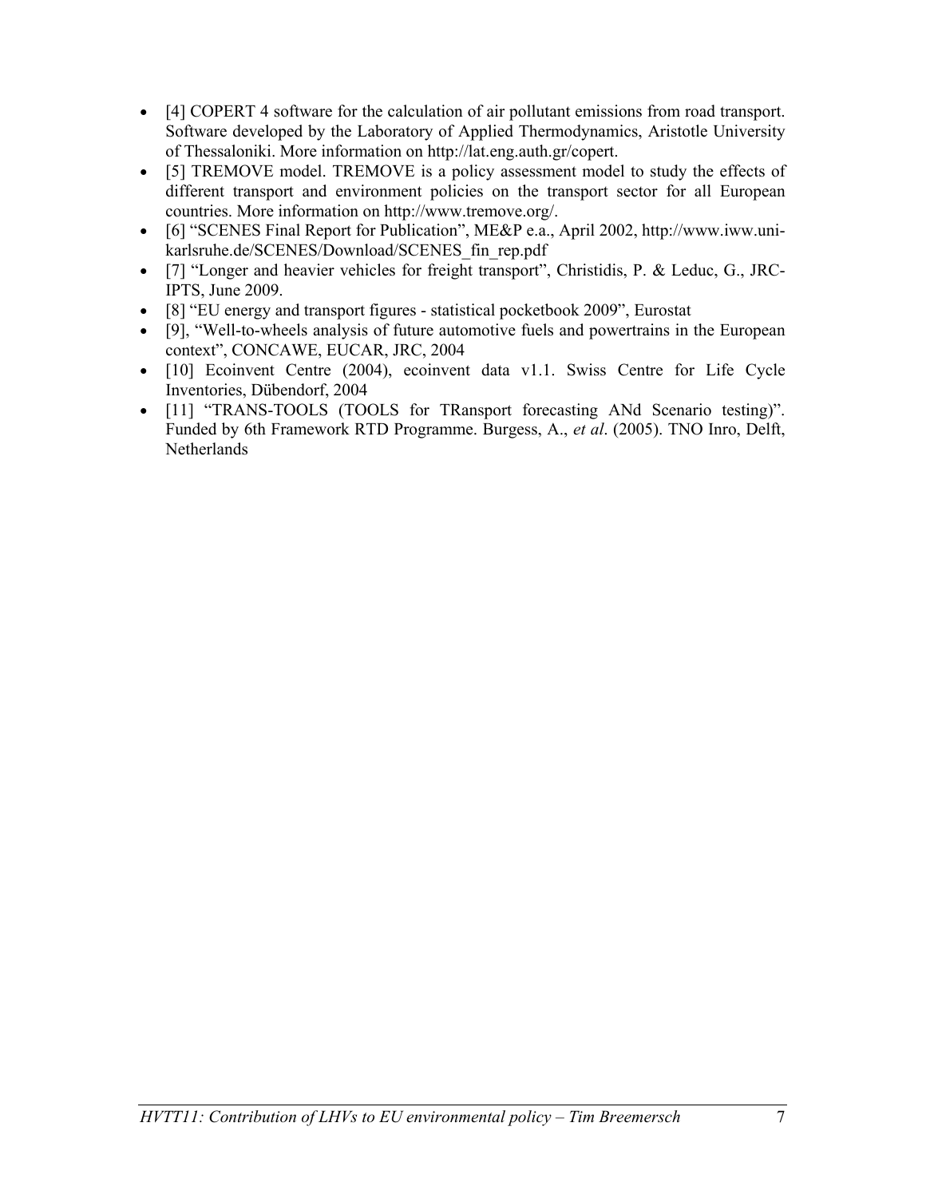- [4] COPERT 4 software for the calculation of air pollutant emissions from road transport. Software developed by the Laboratory of Applied Thermodynamics, Aristotle University of Thessaloniki. More information on http://lat.eng.auth.gr/copert.
- [5] TREMOVE model. TREMOVE is a policy assessment model to study the effects of different transport and environment policies on the transport sector for all European countries. More information on http://www.tremove.org/.
- [6] "SCENES Final Report for Publication", ME&P e.a., April 2002, http://www.iww.uni-karlsruhe.de/SCENES/Download/SCENES_fin_rep.pdf
- [7] "Longer and heavier vehicles for freight transport", Christidis, P. & Leduc, G., JRC-IPTS, June 2009.
- [8] "EU energy and transport figures - statistical pocketbook 2009", Eurostat
- [9], "Well-to-wheels analysis of future automotive fuels and powertrains in the European context", CONCAWE, EUCAR, JRC, 2004
- [10] Ecoinvent Centre (2004), ecoinvent data v1.1. Swiss Centre for Life Cycle Inventories, Dübendorf, 2004
- [11] "TRANS-TOOLS (TOOLS for TRansport forecasting ANd Scenario testing)". Funded by 6th Framework RTD Programme. Burgess, A., *et al*. (2005). TNO Inro, Delft, Netherlands